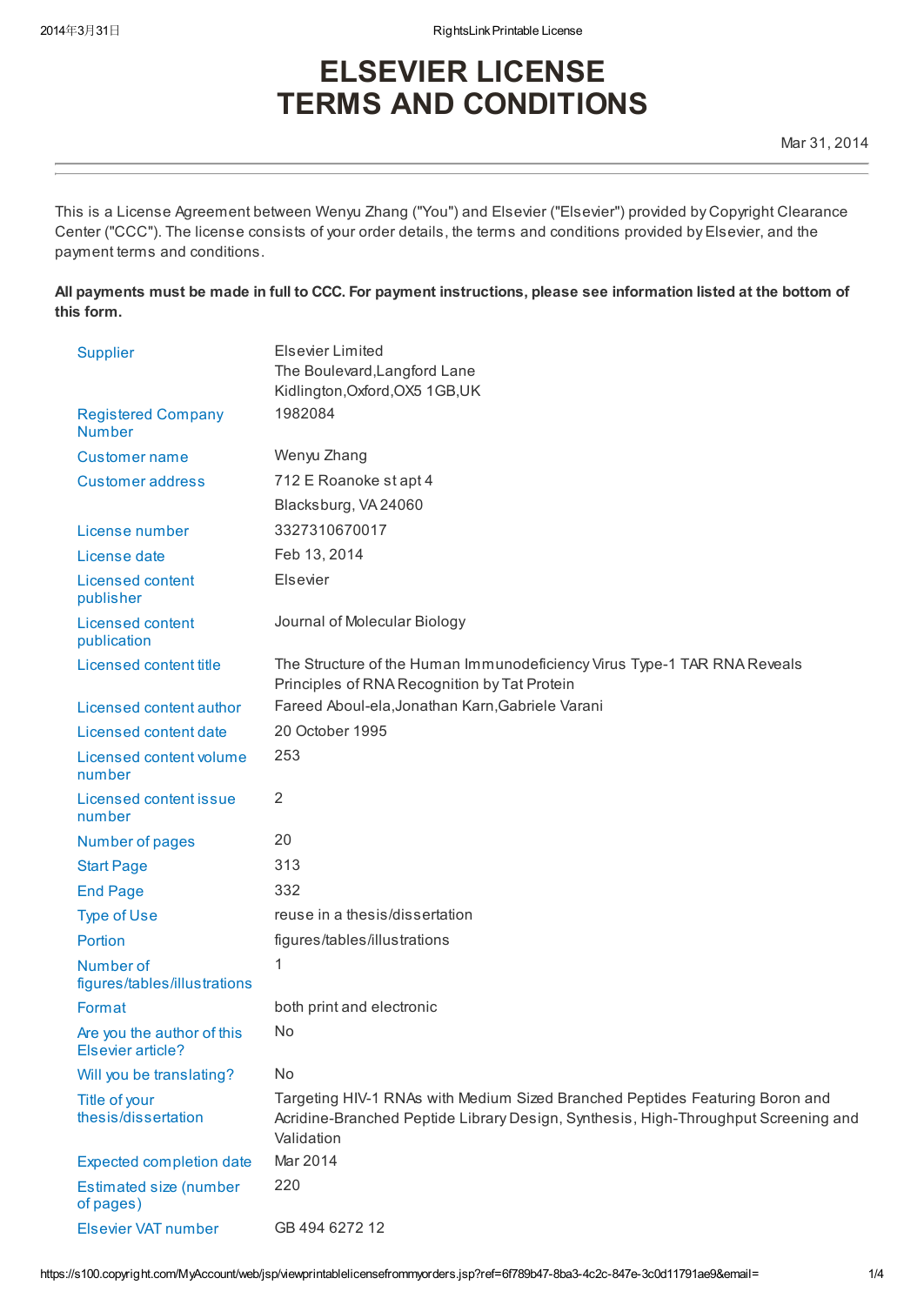# ELSEVIER LICENSE
# TERMS AND CONDITIONS

Mar 31, 2014

---

This is a License Agreement between Wenyu Zhang ("You") and Elsevier ("Elsevier") provided by Copyright Clearance Center ("CCC"). The license consists of your order details, the terms and conditions provided by Elsevier, and the payment terms and conditions.

**All payments must be made in full to CCC. For payment instructions, please see information listed at the bottom of this form.**

| | |
|---|---|
| Supplier | Elsevier Limited<br>The Boulevard,Langford Lane<br>Kidlington,Oxford,OX5 1GB,UK |
| Registered Company Number | 1982084 |
| Customer name | Wenyu Zhang |
| Customer address | 712 E Roanoke st apt 4<br>Blacksburg, VA 24060 |
| License number | 3327310670017 |
| License date | Feb 13, 2014 |
| Licensed content publisher | Elsevier |
| Licensed content publication | Journal of Molecular Biology |
| Licensed content title | The Structure of the Human Immunodeficiency Virus Type-1 TAR RNA Reveals Principles of RNA Recognition by Tat Protein |
| Licensed content author | Fareed Aboul-ela,Jonathan Karn,Gabriele Varani |
| Licensed content date | 20 October 1995 |
| Licensed content volume number | 253 |
| Licensed content issue number | 2 |
| Number of pages | 20 |
| Start Page | 313 |
| End Page | 332 |
| Type of Use | reuse in a thesis/dissertation |
| Portion | figures/tables/illustrations |
| Number of figures/tables/illustrations | 1 |
| Format | both print and electronic |
| Are you the author of this Elsevier article? | No |
| Will you be translating? | No |
| Title of your thesis/dissertation | Targeting HIV-1 RNAs with Medium Sized Branched Peptides Featuring Boron and Acridine-Branched Peptide Library Design, Synthesis, High-Throughput Screening and Validation |
| Expected completion date | Mar 2014 |
| Estimated size (number of pages) | 220 |
| Elsevier VAT number | GB 494 6272 12 |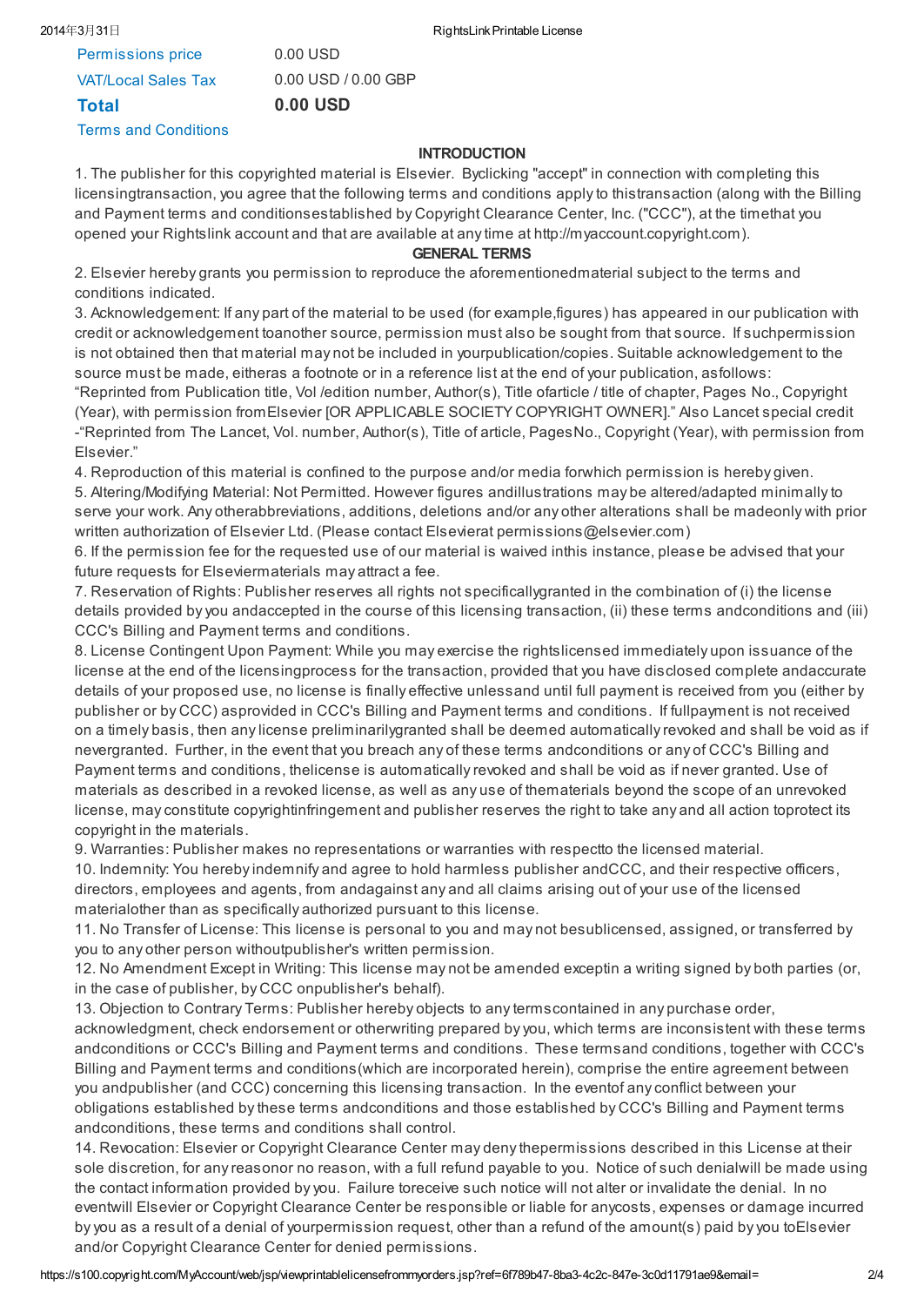| | |
|---|---|
| Permissions price | 0.00 USD |
| VAT/Local Sales Tax | 0.00 USD / 0.00 GBP |
| **Total** | **0.00 USD** |

Terms and Conditions

**INTRODUCTION**

1. The publisher for this copyrighted material is Elsevier. Byclicking "accept" in connection with completing this licensingtransaction, you agree that the following terms and conditions apply to thistransaction (along with the Billing and Payment terms and conditionsestablished by Copyright Clearance Center, Inc. ("CCC"), at the timethat you opened your Rightslink account and that are available at any time at http://myaccount.copyright.com).

**GENERAL TERMS**

2. Elsevier hereby grants you permission to reproduce the aforementionedmaterial subject to the terms and conditions indicated.

3. Acknowledgement: If any part of the material to be used (for example,figures) has appeared in our publication with credit or acknowledgement toanother source, permission must also be sought from that source. If suchpermission is not obtained then that material may not be included in yourpublication/copies. Suitable acknowledgement to the source must be made, eitheras a footnote or in a reference list at the end of your publication, asfollows:
"Reprinted from Publication title, Vol /edition number, Author(s), Title ofarticle / title of chapter, Pages No., Copyright (Year), with permission fromElsevier [OR APPLICABLE SOCIETY COPYRIGHT OWNER]." Also Lancet special credit -"Reprinted from The Lancet, Vol. number, Author(s), Title of article, PagesNo., Copyright (Year), with permission from Elsevier."

4. Reproduction of this material is confined to the purpose and/or media forwhich permission is hereby given.

5. Altering/Modifying Material: Not Permitted. However figures andillustrations may be altered/adapted minimally to serve your work. Any otherabbreviations, additions, deletions and/or any other alterations shall be madeonly with prior written authorization of Elsevier Ltd. (Please contact Elsevierat permissions@elsevier.com)

6. If the permission fee for the requested use of our material is waived inthis instance, please be advised that your future requests for Elseviermaterials may attract a fee.

7. Reservation of Rights: Publisher reserves all rights not specificallygranted in the combination of (i) the license details provided by you andaccepted in the course of this licensing transaction, (ii) these terms andconditions and (iii) CCC's Billing and Payment terms and conditions.

8. License Contingent Upon Payment: While you may exercise the rightslicensed immediately upon issuance of the license at the end of the licensingprocess for the transaction, provided that you have disclosed complete andaccurate details of your proposed use, no license is finally effective unlessand until full payment is received from you (either by publisher or by CCC) asprovided in CCC's Billing and Payment terms and conditions. If fullpayment is not received on a timely basis, then any license preliminarilygranted shall be deemed automatically revoked and shall be void as if nevergranted. Further, in the event that you breach any of these terms andconditions or any of CCC's Billing and Payment terms and conditions, thelicense is automatically revoked and shall be void as if never granted. Use of materials as described in a revoked license, as well as any use of thematerials beyond the scope of an unrevoked license, may constitute copyrightinfringement and publisher reserves the right to take any and all action toprotect its copyright in the materials.

9. Warranties: Publisher makes no representations or warranties with respectto the licensed material.

10. Indemnity: You hereby indemnify and agree to hold harmless publisher andCCC, and their respective officers, directors, employees and agents, from andagainst any and all claims arising out of your use of the licensed materialother than as specifically authorized pursuant to this license.

11. No Transfer of License: This license is personal to you and may not besublicensed, assigned, or transferred by you to any other person withoutpublisher's written permission.

12. No Amendment Except in Writing: This license may not be amended exceptin a writing signed by both parties (or, in the case of publisher, by CCC onpublisher's behalf).

13. Objection to Contrary Terms: Publisher hereby objects to any termscontained in any purchase order, acknowledgment, check endorsement or otherwriting prepared by you, which terms are inconsistent with these terms andconditions or CCC's Billing and Payment terms and conditions. These termsand conditions, together with CCC's Billing and Payment terms and conditions(which are incorporated herein), comprise the entire agreement between you andpublisher (and CCC) concerning this licensing transaction. In the eventof any conflict between your obligations established by these terms andconditions and those established by CCC's Billing and Payment terms andconditions, these terms and conditions shall control.

14. Revocation: Elsevier or Copyright Clearance Center may deny thepermissions described in this License at their sole discretion, for any reasonor no reason, with a full refund payable to you. Notice of such denialwill be made using the contact information provided by you. Failure toreceive such notice will not alter or invalidate the denial. In no eventwill Elsevier or Copyright Clearance Center be responsible or liable for anycosts, expenses or damage incurred by you as a result of a denial of yourpermission request, other than a refund of the amount(s) paid by you toElsevier and/or Copyright Clearance Center for denied permissions.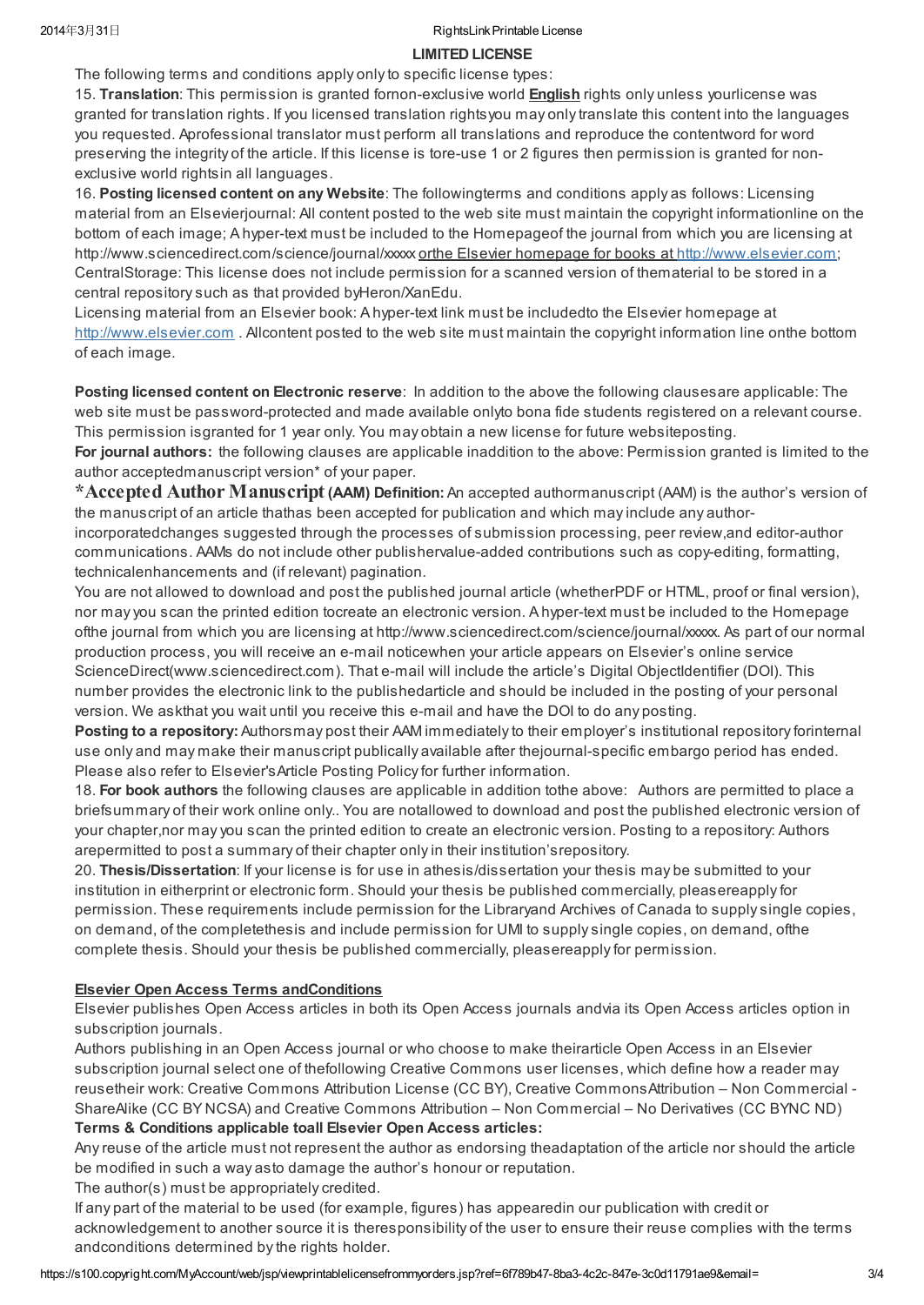**LIMITED LICENSE**

The following terms and conditions apply only to specific license types:

15. **Translation**: This permission is granted fornon-exclusive world **English** rights only unless yourlicense was granted for translation rights. If you licensed translation rightsyou may only translate this content into the languages you requested. Aprofessional translator must perform all translations and reproduce the contentword for word preserving the integrity of the article. If this license is tore-use 1 or 2 figures then permission is granted for non-exclusive world rightsin all languages.

16. **Posting licensed content on any Website**: The followingterms and conditions apply as follows: Licensing material from an Elsevierjournal: All content posted to the web site must maintain the copyright informationline on the bottom of each image; A hyper-text must be included to the Homepageof the journal from which you are licensing at http://www.sciencedirect.com/science/journal/xxxxx orthe Elsevier homepage for books at http://www.elsevier.com; CentralStorage: This license does not include permission for a scanned version of thematerial to be stored in a central repository such as that provided byHeron/XanEdu.

Licensing material from an Elsevier book: A hyper-text link must be includedto the Elsevier homepage at http://www.elsevier.com . Allcontent posted to the web site must maintain the copyright information line onthe bottom of each image.

**Posting licensed content on Electronic reserve**: In addition to the above the following clausesare applicable: The web site must be password-protected and made available onlyto bona fide students registered on a relevant course. This permission isgranted for 1 year only. You may obtain a new license for future websiteposting.

**For journal authors:** the following clauses are applicable inaddition to the above: Permission granted is limited to the author acceptedmanuscript version* of your paper.

***Accepted Author Manuscript (AAM) Definition:** An accepted authormanuscript (AAM) is the author's version of the manuscript of an article thathas been accepted for publication and which may include any author-incorporatedchanges suggested through the processes of submission processing, peer review,and editor-author communications. AAMs do not include other publishervalue-added contributions such as copy-editing, formatting, technicalenhancements and (if relevant) pagination.

You are not allowed to download and post the published journal article (whetherPDF or HTML, proof or final version), nor may you scan the printed edition tocreate an electronic version. A hyper-text must be included to the Homepage ofthe journal from which you are licensing at http://www.sciencedirect.com/science/journal/xxxxx. As part of our normal production process, you will receive an e-mail noticewhen your article appears on Elsevier's online service ScienceDirect(www.sciencedirect.com). That e-mail will include the article's Digital ObjectIdentifier (DOI). This number provides the electronic link to the publishedarticle and should be included in the posting of your personal version. We askthat you wait until you receive this e-mail and have the DOI to do any posting.

**Posting to a repository:** Authorsmay post their AAM immediately to their employer's institutional repository forinternal use only and may make their manuscript publically available after thejournal-specific embargo period has ended. Please also refer to Elsevier'sArticle Posting Policy for further information.

18. **For book authors** the following clauses are applicable in addition tothe above: Authors are permitted to place a briefsummary of their work online only.. You are notallowed to download and post the published electronic version of your chapter,nor may you scan the printed edition to create an electronic version. Posting to a repository: Authors arepermitted to post a summary of their chapter only in their institution'srepository.

20. **Thesis/Dissertation**: If your license is for use in athesis/dissertation your thesis may be submitted to your institution in eitherprint or electronic form. Should your thesis be published commercially, pleasereapply for permission. These requirements include permission for the Libraryand Archives of Canada to supply single copies, on demand, of the completethesis and include permission for UMI to supply single copies, on demand, ofthe complete thesis. Should your thesis be published commercially, pleasereapply for permission.

**Elsevier Open Access Terms andConditions**

Elsevier publishes Open Access articles in both its Open Access journals andvia its Open Access articles option in subscription journals.

Authors publishing in an Open Access journal or who choose to make theirarticle Open Access in an Elsevier subscription journal select one of thefollowing Creative Commons user licenses, which define how a reader may reusetheir work: Creative Commons Attribution License (CC BY), Creative CommonsAttribution – Non Commercial - ShareAlike (CC BY NCSA) and Creative Commons Attribution – Non Commercial – No Derivatives (CC BYNC ND)

**Terms & Conditions applicable toall Elsevier Open Access articles:**

Any reuse of the article must not represent the author as endorsing theadaptation of the article nor should the article be modified in such a way asto damage the author's honour or reputation.

The author(s) must be appropriately credited.

If any part of the material to be used (for example, figures) has appearedin our publication with credit or acknowledgement to another source it is theresponsibility of the user to ensure their reuse complies with the terms andconditions determined by the rights holder.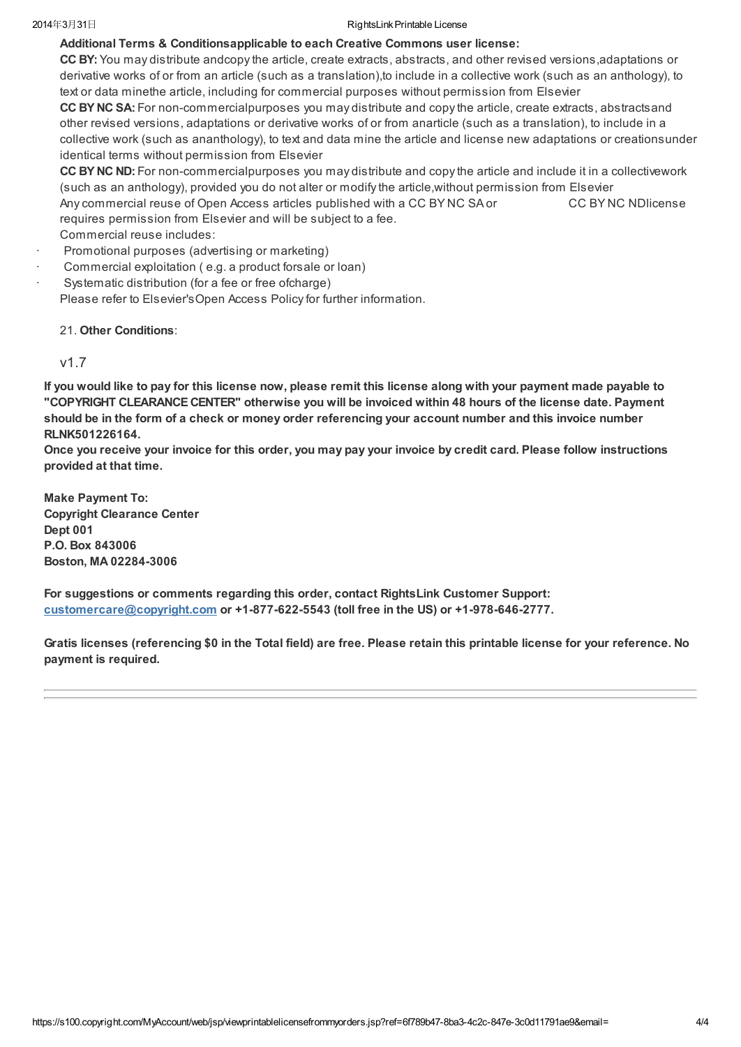**Additional Terms & Conditionsapplicable to each Creative Commons user license:**

**CC BY:** You may distribute andcopy the article, create extracts, abstracts, and other revised versions,adaptations or derivative works of or from an article (such as a translation),to include in a collective work (such as an anthology), to text or data minethe article, including for commercial purposes without permission from Elsevier

**CC BY NC SA:** For non-commercialpurposes you may distribute and copy the article, create extracts, abstractsand other revised versions, adaptations or derivative works of or from anarticle (such as a translation), to include in a collective work (such as ananthology), to text and data mine the article and license new adaptations or creationsunder identical terms without permission from Elsevier

**CC BY NC ND:** For non-commercialpurposes you may distribute and copy the article and include it in a collectivework (such as an anthology), provided you do not alter or modify the article,without permission from Elsevier

Any commercial reuse of Open Access articles published with a CC BY NC SA or CC BY NC NDlicense requires permission from Elsevier and will be subject to a fee.

Commercial reuse includes:

- Promotional purposes (advertising or marketing)
- Commercial exploitation ( e.g. a product forsale or loan)
- Systematic distribution (for a fee or free ofcharge)

Please refer to Elsevier'sOpen Access Policy for further information.

21. **Other Conditions**:

v1.7

**If you would like to pay for this license now, please remit this license along with your payment made payable to "COPYRIGHT CLEARANCE CENTER" otherwise you will be invoiced within 48 hours of the license date. Payment should be in the form of a check or money order referencing your account number and this invoice number RLNK501226164.**

**Once you receive your invoice for this order, you may pay your invoice by credit card. Please follow instructions provided at that time.**

**Make Payment To:**
**Copyright Clearance Center**
**Dept 001**
**P.O. Box 843006**
**Boston, MA 02284-3006**

**For suggestions or comments regarding this order, contact RightsLink Customer Support: customercare@copyright.com or +1-877-622-5543 (toll free in the US) or +1-978-646-2777.**

**Gratis licenses (referencing $0 in the Total field) are free. Please retain this printable license for your reference. No payment is required.**